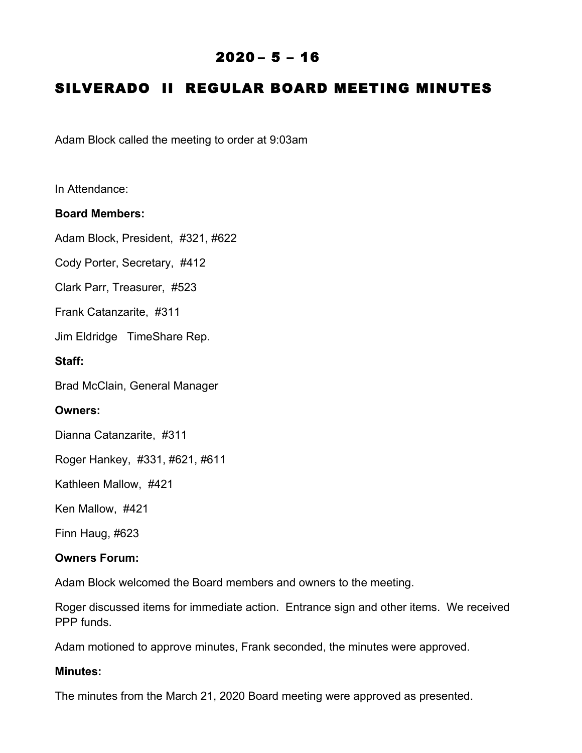# 2020 – 5 – 16

## SILVERADO II REGULAR BOARD MEETING MINUTES

Adam Block called the meeting to order at 9:03am

In Attendance:

**Board Members:**

Adam Block, President, #321, #622

Cody Porter, Secretary, #412

Clark Parr, Treasurer, #523

Frank Catanzarite, #311

Jim Eldridge TimeShare Rep.

**Staff:**

Brad McClain, General Manager

**Owners:**

Dianna Catanzarite, #311

Roger Hankey, #331, #621, #611

Kathleen Mallow, #421

Ken Mallow, #421

Finn Haug, #623

**Owners Forum:**

Adam Block welcomed the Board members and owners to the meeting.

Roger discussed items for immediate action. Entrance sign and other items. We received PPP funds.

Adam motioned to approve minutes, Frank seconded, the minutes were approved.

**Minutes:**

The minutes from the March 21, 2020 Board meeting were approved as presented.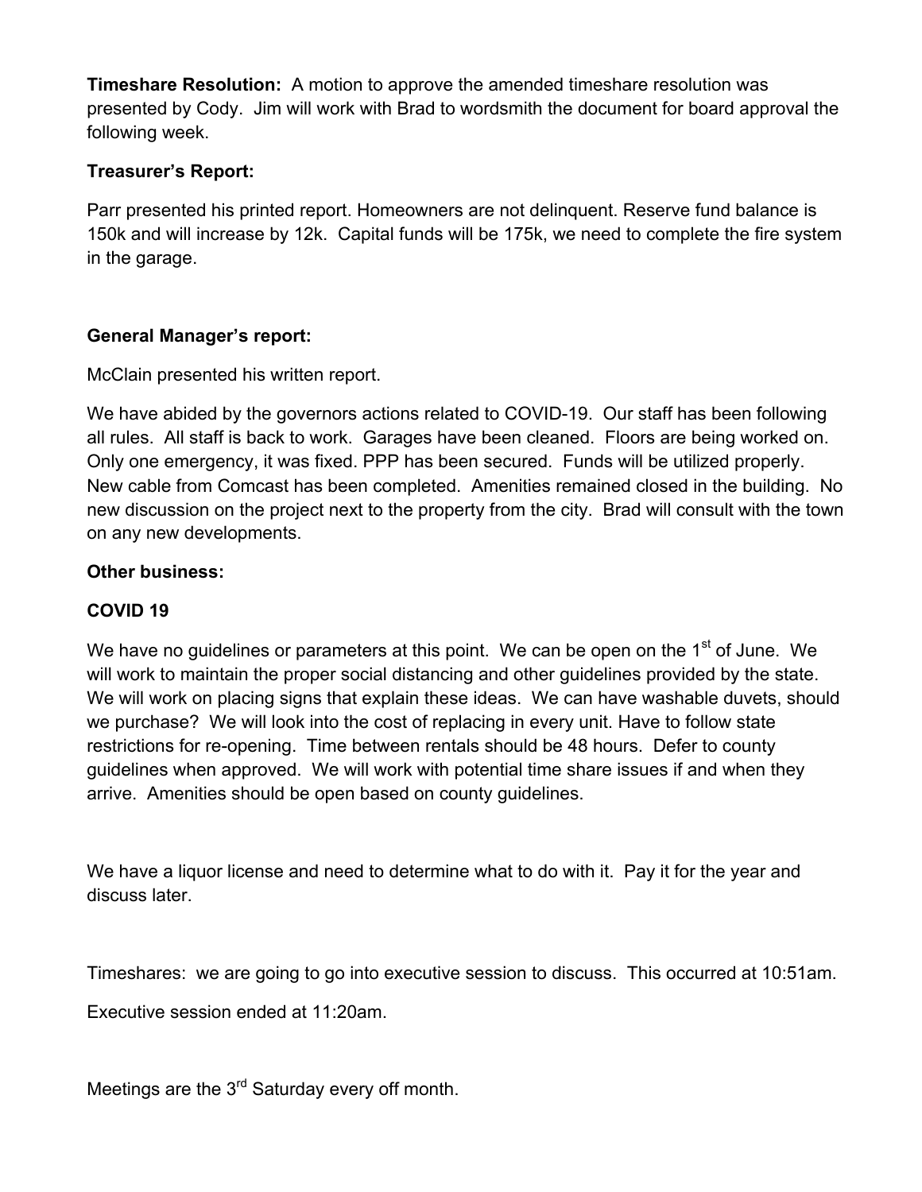**Timeshare Resolution:** A motion to approve the amended timeshare resolution was presented by Cody. Jim will work with Brad to wordsmith the document for board approval the following week.

**Treasurer's Report:**

Parr presented his printed report. Homeowners are not delinquent. Reserve fund balance is 150k and will increase by 12k. Capital funds will be 175k, we need to complete the fire system in the garage.

**General Manager's report:**

McClain presented his written report.

We have abided by the governors actions related to COVID-19. Our staff has been following all rules. All staff is back to work. Garages have been cleaned. Floors are being worked on. Only one emergency, it was fixed. PPP has been secured. Funds will be utilized properly. New cable from Comcast has been completed. Amenities remained closed in the building. No new discussion on the project next to the property from the city. Brad will consult with the town on any new developments.

**Other business:**

**COVID 19**

We have no guidelines or parameters at this point. We can be open on the 1st of June. We will work to maintain the proper social distancing and other guidelines provided by the state. We will work on placing signs that explain these ideas. We can have washable duvets, should we purchase? We will look into the cost of replacing in every unit. Have to follow state restrictions for re-opening. Time between rentals should be 48 hours. Defer to county guidelines when approved. We will work with potential time share issues if and when they arrive. Amenities should be open based on county guidelines.

We have a liquor license and need to determine what to do with it. Pay it for the year and discuss later.

Timeshares: we are going to go into executive session to discuss. This occurred at 10:51am.

Executive session ended at 11:20am.

Meetings are the 3rd Saturday every off month.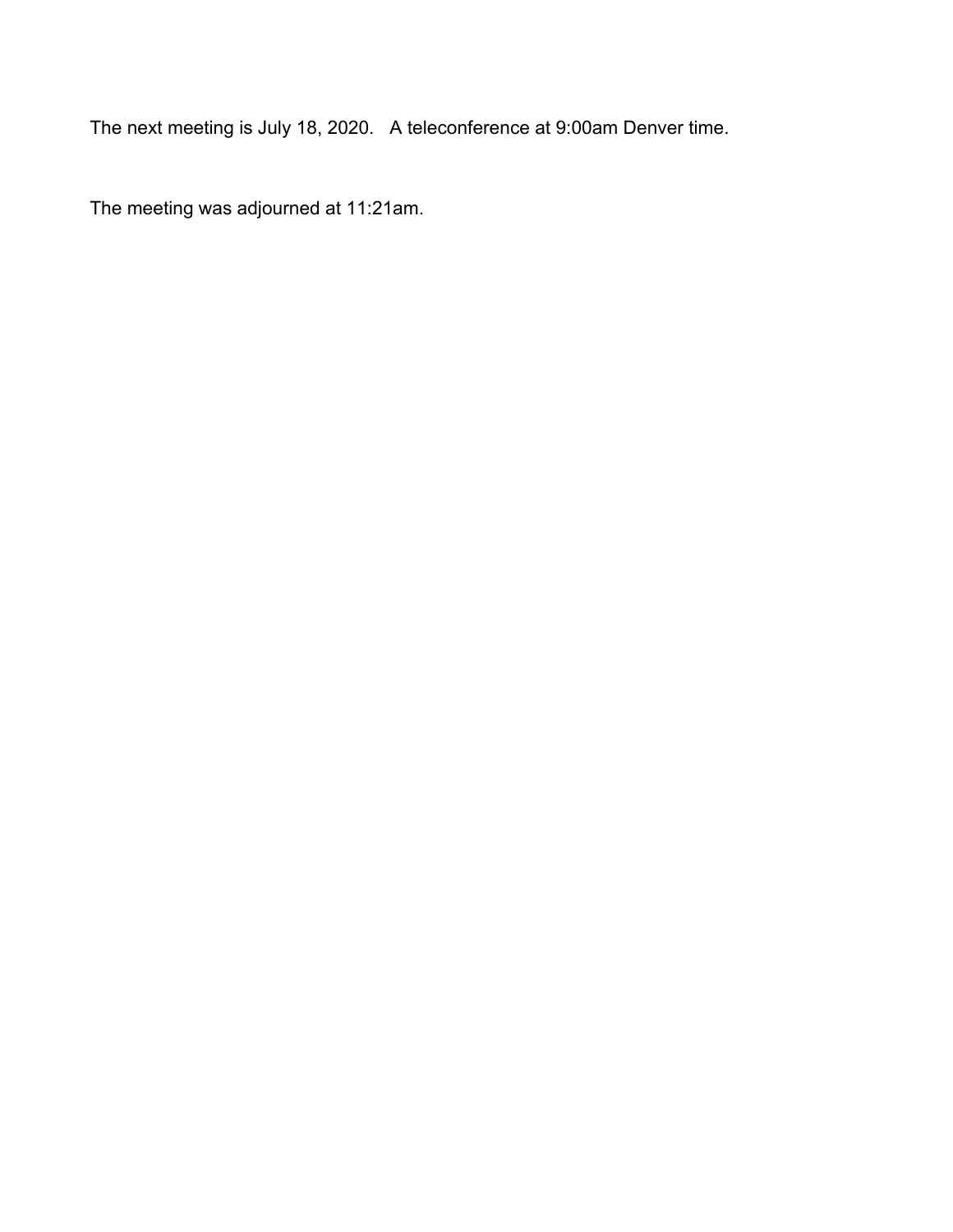The next meeting is July 18, 2020.   A teleconference at 9:00am Denver time.

The meeting was adjourned at 11:21am.